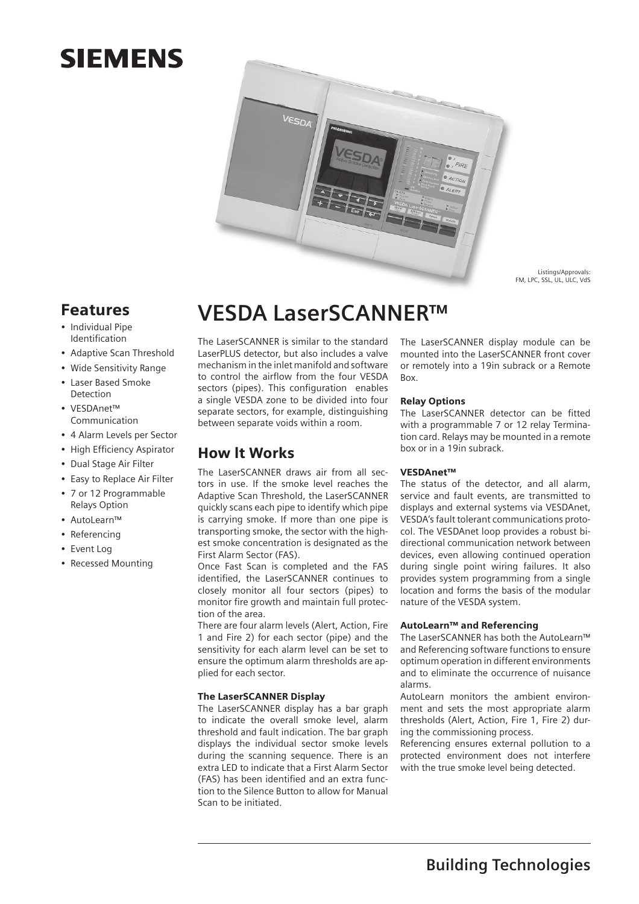# SIEMENS

Listings/Approvals:
FM, LPC, SSL, UL, ULC, VdS

## Features

- Individual Pipe Identification
- Adaptive Scan Threshold
- Wide Sensitivity Range
- Laser Based Smoke Detection
- VESDAnet™ Communication
- 4 Alarm Levels per Sector
- High Efficiency Aspirator
- Dual Stage Air Filter
- Easy to Replace Air Filter
- 7 or 12 Programmable Relays Option
- AutoLearn™
- Referencing
- Event Log
- Recessed Mounting

# VESDA LaserSCANNER™

The LaserSCANNER is similar to the standard LaserPLUS detector, but also includes a valve mechanism in the inlet manifold and software to control the airflow from the four VESDA sectors (pipes). This configuration enables a single VESDA zone to be divided into four separate sectors, for example, distinguishing between separate voids within a room.

## How It Works

The LaserSCANNER draws air from all sectors in use. If the smoke level reaches the Adaptive Scan Threshold, the LaserSCANNER quickly scans each pipe to identify which pipe is carrying smoke. If more than one pipe is transporting smoke, the sector with the highest smoke concentration is designated as the First Alarm Sector (FAS).

Once Fast Scan is completed and the FAS identified, the LaserSCANNER continues to closely monitor all four sectors (pipes) to monitor fire growth and maintain full protection of the area.

There are four alarm levels (Alert, Action, Fire 1 and Fire 2) for each sector (pipe) and the sensitivity for each alarm level can be set to ensure the optimum alarm thresholds are applied for each sector.

#### The LaserSCANNER Display

The LaserSCANNER display has a bar graph to indicate the overall smoke level, alarm threshold and fault indication. The bar graph displays the individual sector smoke levels during the scanning sequence. There is an extra LED to indicate that a First Alarm Sector (FAS) has been identified and an extra function to the Silence Button to allow for Manual Scan to be initiated.

The LaserSCANNER display module can be mounted into the LaserSCANNER front cover or remotely into a 19in subrack or a Remote Box.

#### Relay Options

The LaserSCANNER detector can be fitted with a programmable 7 or 12 relay Termination card. Relays may be mounted in a remote box or in a 19in subrack.

#### VESDAnet™

The status of the detector, and all alarm, service and fault events, are transmitted to displays and external systems via VESDAnet, VESDA's fault tolerant communications protocol. The VESDAnet loop provides a robust bi-directional communication network between devices, even allowing continued operation during single point wiring failures. It also provides system programming from a single location and forms the basis of the modular nature of the VESDA system.

#### AutoLearn™ and Referencing

The LaserSCANNER has both the AutoLearn™ and Referencing software functions to ensure optimum operation in different environments and to eliminate the occurrence of nuisance alarms.

AutoLearn monitors the ambient environment and sets the most appropriate alarm thresholds (Alert, Action, Fire 1, Fire 2) during the commissioning process.

Referencing ensures external pollution to a protected environment does not interfere with the true smoke level being detected.

## Building Technologies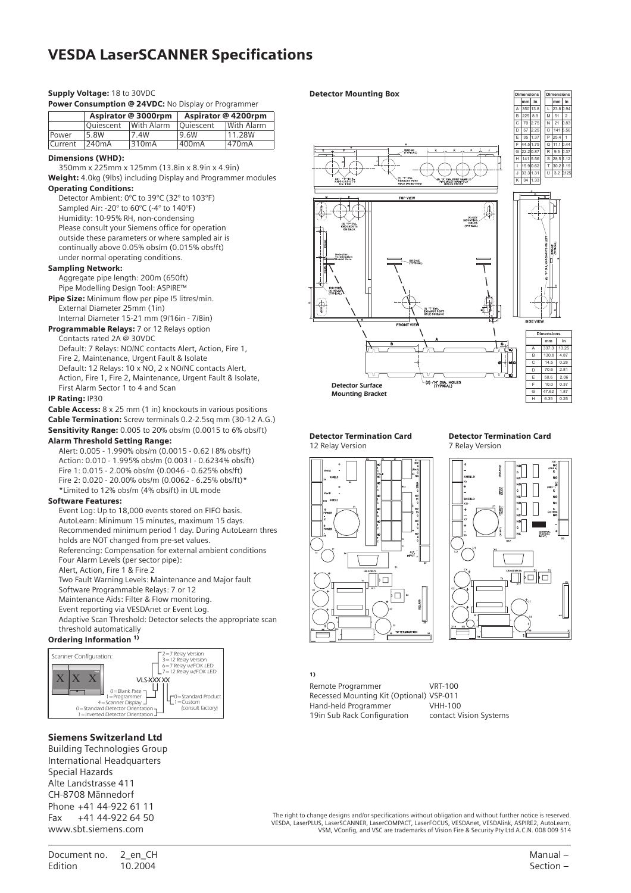# VESDA LaserSCANNER Specifications

**Supply Voltage:** 18 to 30VDC

**Power Consumption @ 24VDC:** No Display or Programmer

| | Aspirator @ 3000rpm | | Aspirator @ 4200rpm | |
|---|---|---|---|---|
| | Quiescent | With Alarm | Quiescent | With Alarm |
| Power | 5.8W | 7.4W | 9.6W | 11.28W |
| Current | 240mA | 310mA | 400mA | 470mA |

**Dimensions (WHD):**
350mm x 225mm x 125mm (13.8in x 8.9in x 4.9in)

**Weight:** 4.0kg (9lbs) including Display and Programmer modules

**Operating Conditions:**
Detector Ambient: 0°C to 39°C (32° to 103°F)
Sampled Air: -20° to 60°C (-4° to 140°F)
Humidity: 10-95% RH, non-condensing
Please consult your Siemens office for operation outside these parameters or where sampled air is continually above 0.05% obs/m (0.015% obs/ft) under normal operating conditions.

**Sampling Network:**
Aggregate pipe length: 200m (650ft)
Pipe Modelling Design Tool: ASPIRE™

**Pipe Size:** Minimum flow per pipe I5 litres/min.
External Diameter 25mm (1in)
Internal Diameter 15-21 mm (9/16in - 7/8in)

**Programmable Relays:** 7 or 12 Relays option
Contacts rated 2A @ 30VDC
Default: 7 Relays: NO/NC contacts Alert, Action, Fire 1, Fire 2, Maintenance, Urgent Fault & Isolate
Default: 12 Relays: 10 x NO, 2 x NO/NC contacts Alert, Action, Fire 1, Fire 2, Maintenance, Urgent Fault & Isolate, First Alarm Sector 1 to 4 and Scan

**IP Rating:** IP30

**Cable Access:** 8 x 25 mm (1 in) knockouts in various positions

**Cable Termination:** Screw terminals 0.2-2.5sq mm (30-12 A.G.)

**Sensitivity Range:** 0.005 to 20% obs/m (0.0015 to 6% obs/ft)

**Alarm Threshold Setting Range:**
Alert: 0.005 - 1.990% obs/m (0.0015 - 0.62 I 8% obs/ft)
Action: 0.010 - 1.995% obs/m (0.003 I - 0.6234% obs/ft)
Fire 1: 0.015 - 2.00% obs/m (0.0046 - 0.625% obs/ft)
Fire 2: 0.020 - 20.00% obs/m (0.0062 - 6.25% obs/ft)*
*Limited to 12% obs/m (4% obs/ft) in UL mode

**Software Features:**
Event Log: Up to 18,000 events stored on FIFO basis.
AutoLearn: Minimum 15 minutes, maximum 15 days. Recommended minimum period 1 day. During AutoLearn thresholds are NOT changed from pre-set values.
Referencing: Compensation for external ambient conditions
Four Alarm Levels (per sector pipe):
Alert, Action, Fire 1 & Fire 2
Two Fault Warning Levels: Maintenance and Major fault
Software Programmable Relays: 7 or 12
Maintenance Aids: Filter & Flow monitoring.
Event reporting via VESDAnet or Event Log.
Adaptive Scan Threshold: Detector selects the appropriate scan threshold automatically

**Ordering Information [1)]**

Scanner Configuration: VLS-XXX XX
2=7 Relay Version
3=12 Relay Version
6=7 Relay w/FOK LED
7=12 Relay w/FOK LED
0=Blank Pate
1=Programmer
4=Scanner Display
0=Standard Detector Orientation
1=Inverted Detector Orientation
0=Standard Product
1=Custom (consult factory)

**Detector Mounting Box**

| Dimensions | mm | in |
|---|---|---|
| A | 350 | 13.8 |
| B | 225 | 8.9 |
| C | 70 | 2.75 |
| D | 57 | 2.25 |
| E | 35 | 1.37 |
| F | 44.5 | 1.75 |
| G | 22.2 | 0.87 |
| H | 141 | 5.56 |
| I | 15.9 | 0.62 |
| J | 33.3 | 1.31 |
| K | 34 | 1.33 |

| Dimensions | mm | in |
|---|---|---|
| L | 23.8 | 0.94 |
| M | 51 | 2 |
| N | 21 | 0.83 |
| O | 141 | 5.56 |
| P | 25.4 | 1 |
| Q | 11.1 | 0.44 |
| R | 9.5 | 0.37 |
| S | 28.5 | 1.12 |
| T | 30.2 | 1.19 |
| U | 3.2 | 0.125 |

TOP VIEW
FRONT VIEW
SIDE VIEW

**Detector Surface Mounting Bracket**

| Dimensions | mm | in |
|---|---|---|
| A | 337.3 | 13.25 |
| B | 130.8 | 4.87 |
| C | 14.5 | 0.28 |
| D | 70.6 | 2.81 |
| E | 50.6 | 2.06 |
| F | 10.0 | 0.37 |
| G | 47.62 | 1.87 |
| H | 6.35 | 0.25 |

**Detector Termination Card**
12 Relay Version

**Detector Termination Card**
7 Relay Version

1)

| | |
|---|---|
| Remote Programmer | VRT-100 |
| Recessed Mounting Kit (Optional) | VSP-011 |
| Hand-held Programmer | VHH-100 |
| 19in Sub Rack Configuration | contact Vision Systems |

**Siemens Switzerland Ltd**
Building Technologies Group
International Headquarters
Special Hazards
Alte Landstrasse 411
CH-8708 Männedorf
Phone +41 44-922 61 11
Fax +41 44-922 64 50
www.sbt.siemens.com

The right to change designs and/or specifications without obligation and without further notice is reserved. VESDA, LaserPLUS, LaserSCANNER, LaserCOMPACT, LaserFOCUS, VESDAnet, VESDAlink, ASPIRE2, AutoLearn, VSM, VConfig, and VSC are trademarks of Vision Fire & Security Pty Ltd A.C.N. 008 009 514

Document no. 2_en_CH
Edition 10.2004